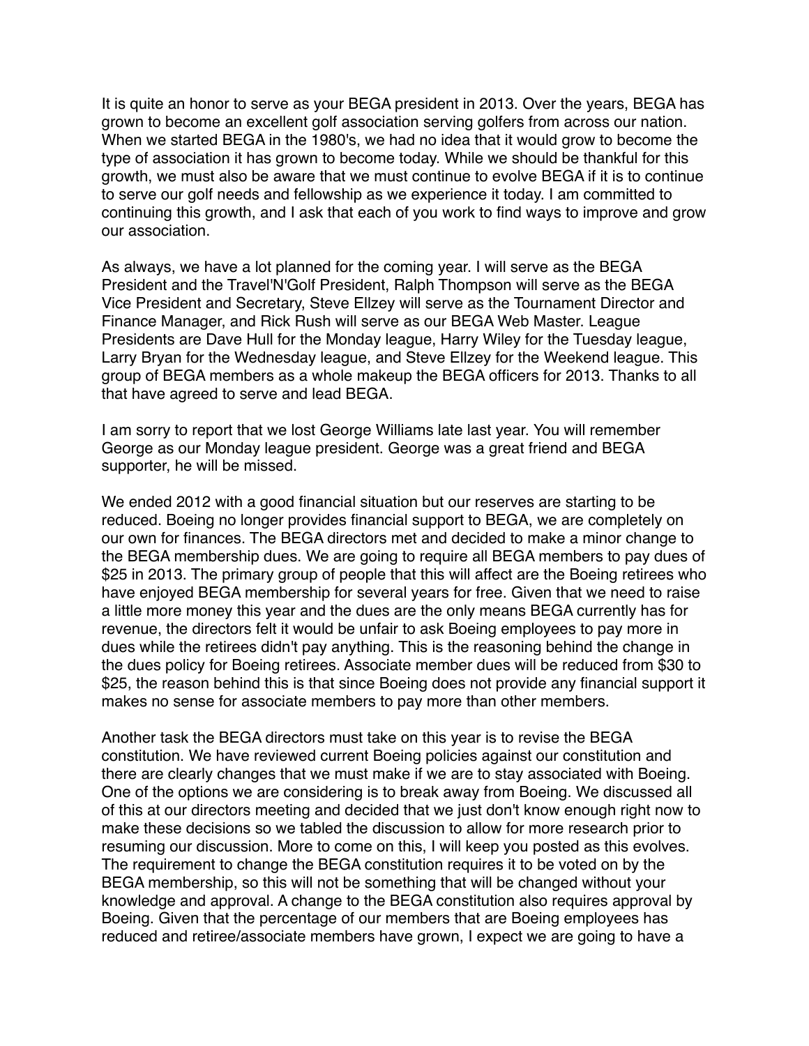It is quite an honor to serve as your BEGA president in 2013. Over the years, BEGA has grown to become an excellent golf association serving golfers from across our nation. When we started BEGA in the 1980's, we had no idea that it would grow to become the type of association it has grown to become today. While we should be thankful for this growth, we must also be aware that we must continue to evolve BEGA if it is to continue to serve our golf needs and fellowship as we experience it today. I am committed to continuing this growth, and I ask that each of you work to find ways to improve and grow our association.

As always, we have a lot planned for the coming year. I will serve as the BEGA President and the Travel'N'Golf President, Ralph Thompson will serve as the BEGA Vice President and Secretary, Steve Ellzey will serve as the Tournament Director and Finance Manager, and Rick Rush will serve as our BEGA Web Master. League Presidents are Dave Hull for the Monday league, Harry Wiley for the Tuesday league, Larry Bryan for the Wednesday league, and Steve Ellzey for the Weekend league. This group of BEGA members as a whole makeup the BEGA officers for 2013. Thanks to all that have agreed to serve and lead BEGA.

I am sorry to report that we lost George Williams late last year. You will remember George as our Monday league president. George was a great friend and BEGA supporter, he will be missed.

We ended 2012 with a good financial situation but our reserves are starting to be reduced. Boeing no longer provides financial support to BEGA, we are completely on our own for finances. The BEGA directors met and decided to make a minor change to the BEGA membership dues. We are going to require all BEGA members to pay dues of $25 in 2013. The primary group of people that this will affect are the Boeing retirees who have enjoyed BEGA membership for several years for free. Given that we need to raise a little more money this year and the dues are the only means BEGA currently has for revenue, the directors felt it would be unfair to ask Boeing employees to pay more in dues while the retirees didn't pay anything. This is the reasoning behind the change in the dues policy for Boeing retirees. Associate member dues will be reduced from $30 to $25, the reason behind this is that since Boeing does not provide any financial support it makes no sense for associate members to pay more than other members.

Another task the BEGA directors must take on this year is to revise the BEGA constitution. We have reviewed current Boeing policies against our constitution and there are clearly changes that we must make if we are to stay associated with Boeing. One of the options we are considering is to break away from Boeing. We discussed all of this at our directors meeting and decided that we just don't know enough right now to make these decisions so we tabled the discussion to allow for more research prior to resuming our discussion. More to come on this, I will keep you posted as this evolves. The requirement to change the BEGA constitution requires it to be voted on by the BEGA membership, so this will not be something that will be changed without your knowledge and approval. A change to the BEGA constitution also requires approval by Boeing. Given that the percentage of our members that are Boeing employees has reduced and retiree/associate members have grown, I expect we are going to have a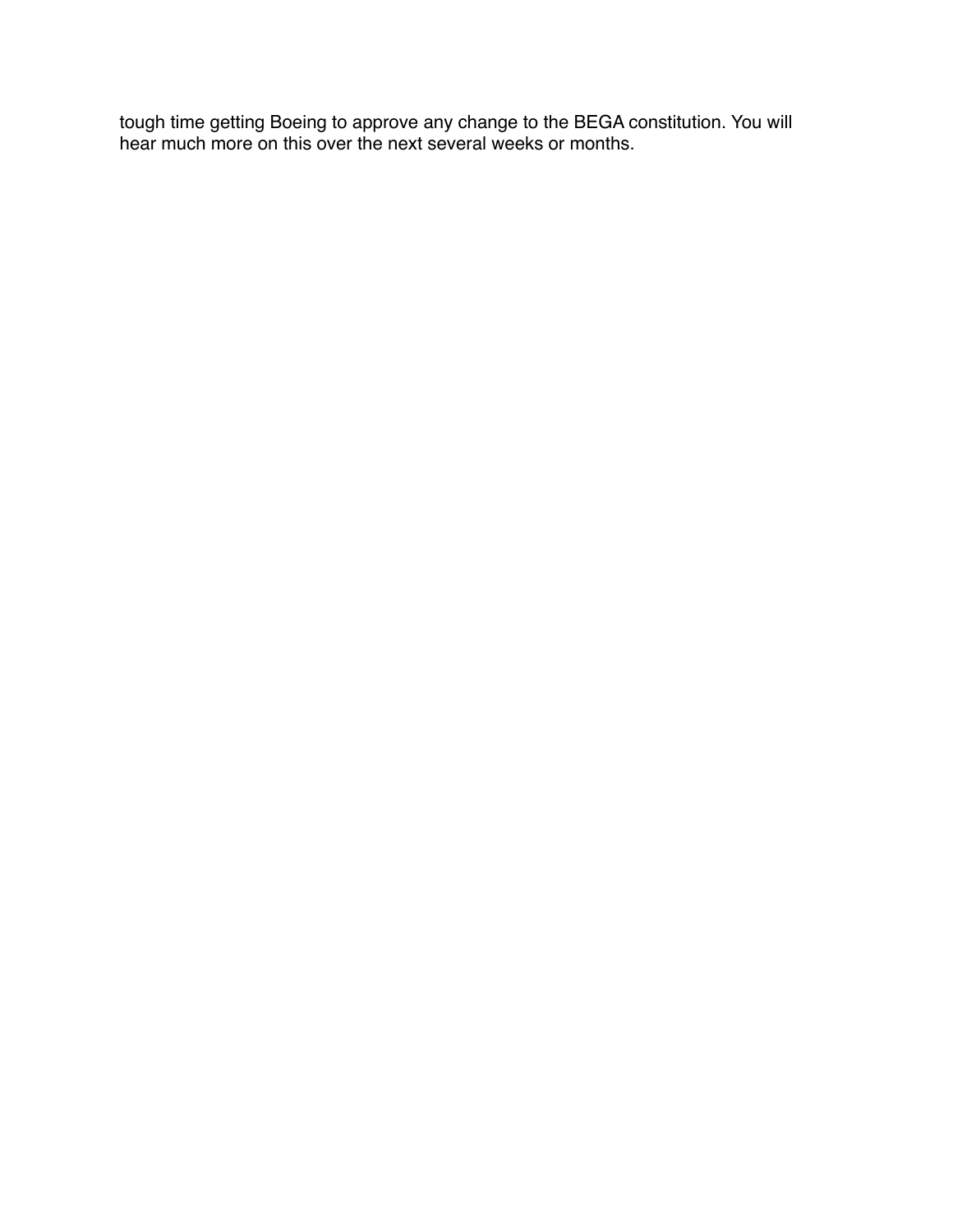tough time getting Boeing to approve any change to the BEGA constitution. You will hear much more on this over the next several weeks or months.